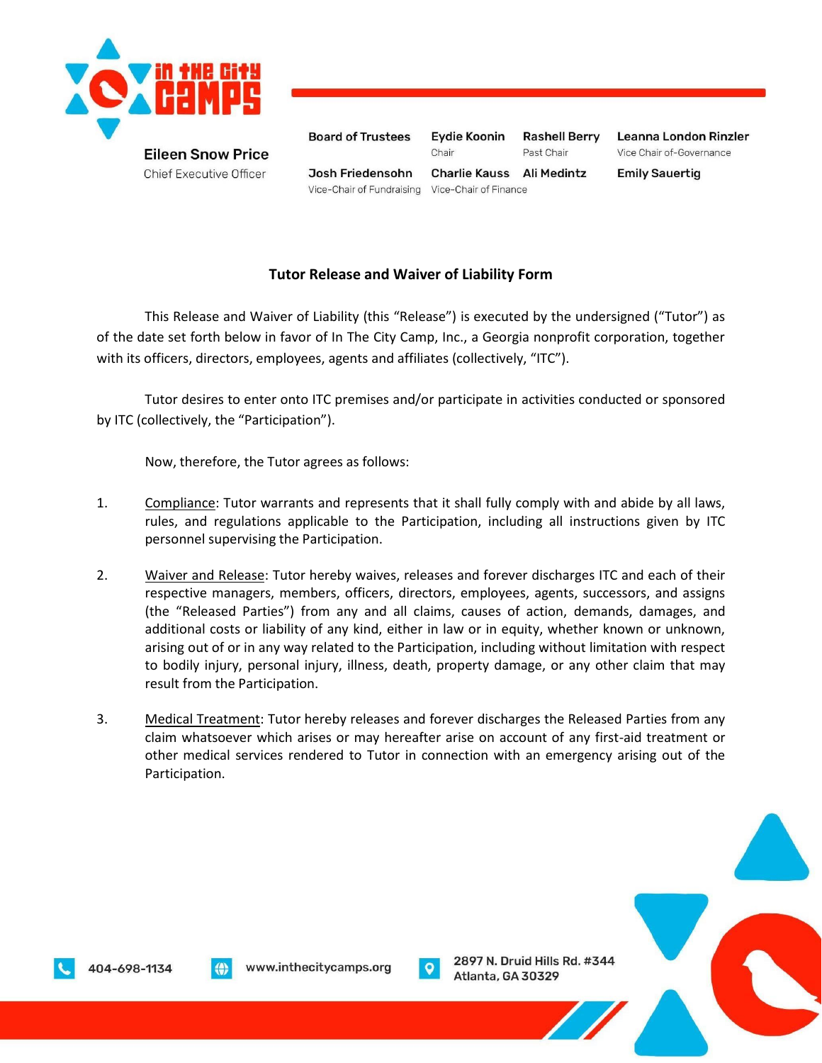**In The City Camps**

**Eileen Snow Price**
Chief Executive Officer

| Board of Trustees | Eydie Koonin | Rashell Berry | Leanna London Rinzler |
|---|---|---|---|
| | Chair | Past Chair | Vice Chair of-Governance |
| Josh Friedensohn | Charlie Kauss | Ali Medintz | Emily Sauertig |
| Vice-Chair of Fundraising | Vice-Chair of Finance | | |

## Tutor Release and Waiver of Liability Form

This Release and Waiver of Liability (this "Release") is executed by the undersigned ("Tutor") as of the date set forth below in favor of In The City Camp, Inc., a Georgia nonprofit corporation, together with its officers, directors, employees, agents and affiliates (collectively, "ITC").

Tutor desires to enter onto ITC premises and/or participate in activities conducted or sponsored by ITC (collectively, the "Participation").

Now, therefore, the Tutor agrees as follows:

1. Compliance: Tutor warrants and represents that it shall fully comply with and abide by all laws, rules, and regulations applicable to the Participation, including all instructions given by ITC personnel supervising the Participation.

2. Waiver and Release: Tutor hereby waives, releases and forever discharges ITC and each of their respective managers, members, officers, directors, employees, agents, successors, and assigns (the "Released Parties") from any and all claims, causes of action, demands, damages, and additional costs or liability of any kind, either in law or in equity, whether known or unknown, arising out of or in any way related to the Participation, including without limitation with respect to bodily injury, personal injury, illness, death, property damage, or any other claim that may result from the Participation.

3. Medical Treatment: Tutor hereby releases and forever discharges the Released Parties from any claim whatsoever which arises or may hereafter arise on account of any first-aid treatment or other medical services rendered to Tutor in connection with an emergency arising out of the Participation.

404-698-1134 | www.inthecitycamps.org | 2897 N. Druid Hills Rd. #344 Atlanta, GA 30329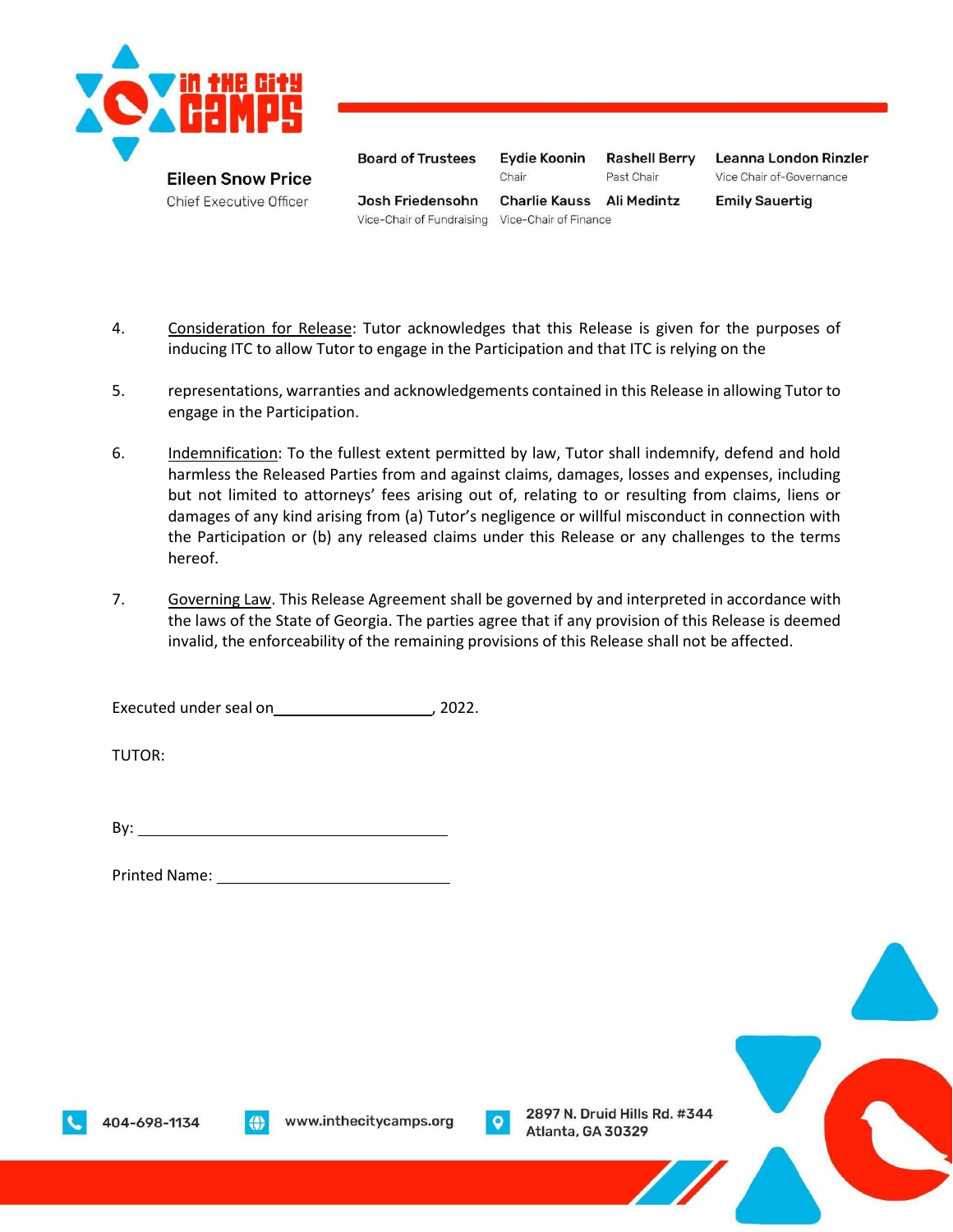4. Consideration for Release: Tutor acknowledges that this Release is given for the purposes of inducing ITC to allow Tutor to engage in the Participation and that ITC is relying on the

5. representations, warranties and acknowledgements contained in this Release in allowing Tutor to engage in the Participation.

6. Indemnification: To the fullest extent permitted by law, Tutor shall indemnify, defend and hold harmless the Released Parties from and against claims, damages, losses and expenses, including but not limited to attorneys' fees arising out of, relating to or resulting from claims, liens or damages of any kind arising from (a) Tutor's negligence or willful misconduct in connection with the Participation or (b) any released claims under this Release or any challenges to the terms hereof.

7. Governing Law. This Release Agreement shall be governed by and interpreted in accordance with the laws of the State of Georgia. The parties agree that if any provision of this Release is deemed invalid, the enforceability of the remaining provisions of this Release shall not be affected.

Executed under seal on ____________________, 2022.

TUTOR:

By: ________________________________________

Printed Name: ______________________________